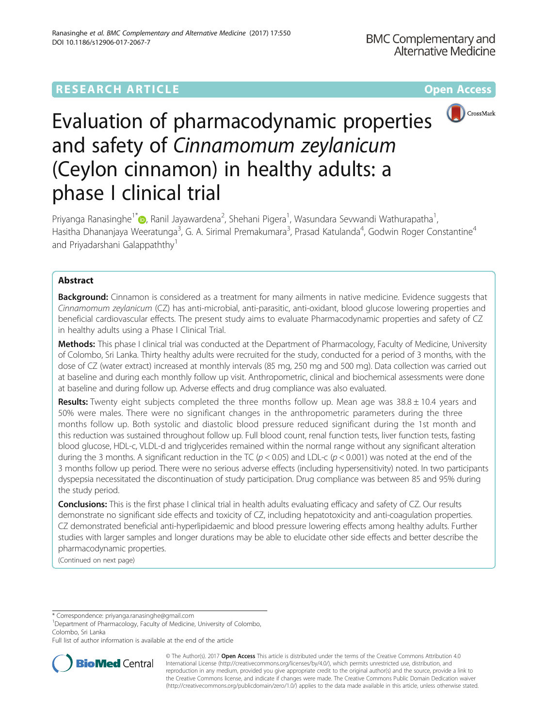RESEARCH ARTICLE

Open Access

# Evaluation of pharmacodynamic properties and safety of *Cinnamomum zeylanicum* (Ceylon cinnamon) in healthy adults: a phase I clinical trial

Priyanga Ranasinghe[1*], Ranil Jayawardena[2], Shehani Pigera[1], Wasundara Sevwandi Wathurapatha[1], Hasitha Dhananjaya Weeratunga[3], G. A. Sirimal Premakumara[3], Prasad Katulanda[4], Godwin Roger Constantine[4] and Priyadarshani Galappaththy[1]

## Abstract

**Background:** Cinnamon is considered as a treatment for many ailments in native medicine. Evidence suggests that *Cinnamomum zeylanicum* (CZ) has anti-microbial, anti-parasitic, anti-oxidant, blood glucose lowering properties and beneficial cardiovascular effects. The present study aims to evaluate Pharmacodynamic properties and safety of CZ in healthy adults using a Phase I Clinical Trial.

**Methods:** This phase I clinical trial was conducted at the Department of Pharmacology, Faculty of Medicine, University of Colombo, Sri Lanka. Thirty healthy adults were recruited for the study, conducted for a period of 3 months, with the dose of CZ (water extract) increased at monthly intervals (85 mg, 250 mg and 500 mg). Data collection was carried out at baseline and during each monthly follow up visit. Anthropometric, clinical and biochemical assessments were done at baseline and during follow up. Adverse effects and drug compliance was also evaluated.

**Results:** Twenty eight subjects completed the three months follow up. Mean age was 38.8 ± 10.4 years and 50% were males. There were no significant changes in the anthropometric parameters during the three months follow up. Both systolic and diastolic blood pressure reduced significant during the 1st month and this reduction was sustained throughout follow up. Full blood count, renal function tests, liver function tests, fasting blood glucose, HDL-c, VLDL-d and triglycerides remained within the normal range without any significant alteration during the 3 months. A significant reduction in the TC ($p < 0.05$) and LDL-c ($p < 0.001$) was noted at the end of the 3 months follow up period. There were no serious adverse effects (including hypersensitivity) noted. In two participants dyspepsia necessitated the discontinuation of study participation. Drug compliance was between 85 and 95% during the study period.

**Conclusions:** This is the first phase I clinical trial in health adults evaluating efficacy and safety of CZ. Our results demonstrate no significant side effects and toxicity of CZ, including hepatotoxicity and anti-coagulation properties. CZ demonstrated beneficial anti-hyperlipidaemic and blood pressure lowering effects among healthy adults. Further studies with larger samples and longer durations may be able to elucidate other side effects and better describe the pharmacodynamic properties.

(Continued on next page)

\* Correspondence: priyanga.ranasinghe@gmail.com

[1]Department of Pharmacology, Faculty of Medicine, University of Colombo, Colombo, Sri Lanka

Full list of author information is available at the end of the article

© The Author(s). 2017 **Open Access** This article is distributed under the terms of the Creative Commons Attribution 4.0 International License (http://creativecommons.org/licenses/by/4.0/), which permits unrestricted use, distribution, and reproduction in any medium, provided you give appropriate credit to the original author(s) and the source, provide a link to the Creative Commons license, and indicate if changes were made. The Creative Commons Public Domain Dedication waiver (http://creativecommons.org/publicdomain/zero/1.0/) applies to the data made available in this article, unless otherwise stated.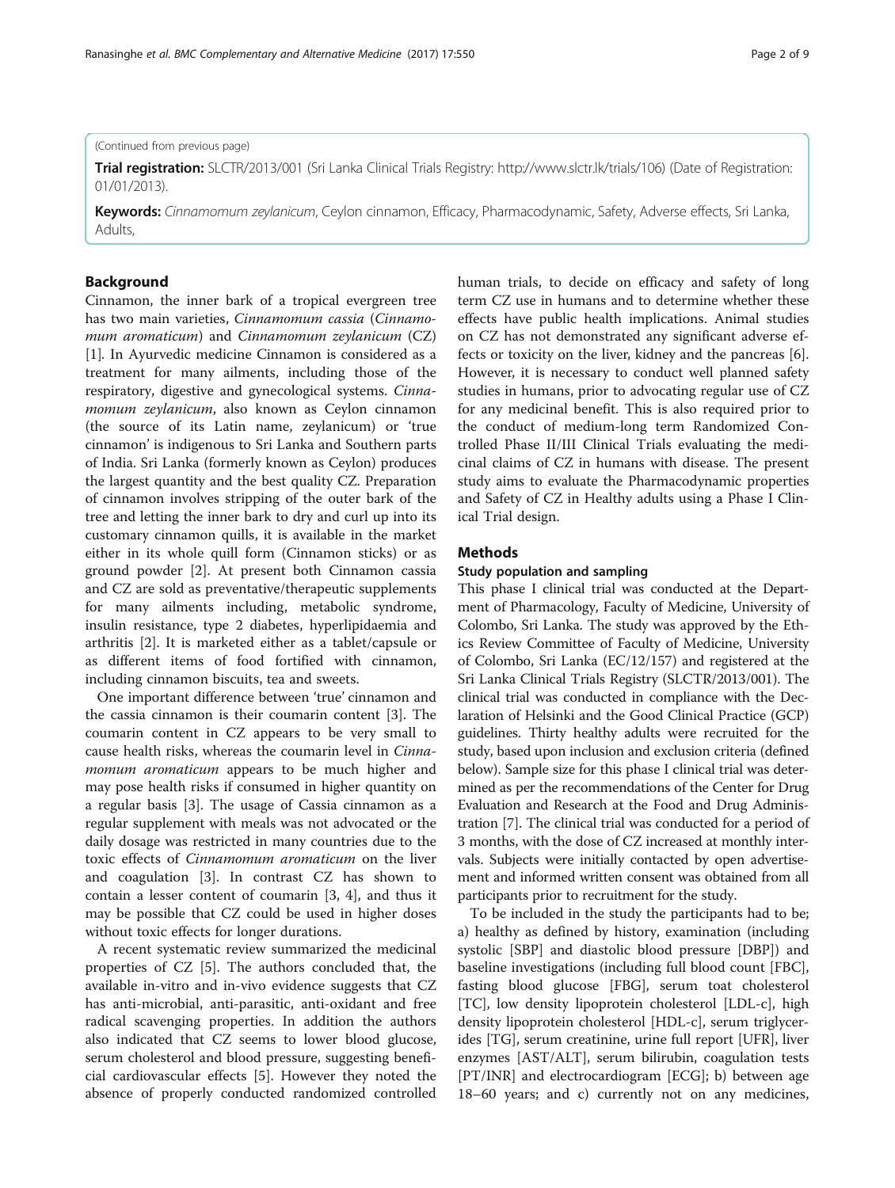(Continued from previous page)

**Trial registration:** SLCTR/2013/001 (Sri Lanka Clinical Trials Registry: http://www.slctr.lk/trials/106) (Date of Registration: 01/01/2013).

**Keywords:** *Cinnamomum zeylanicum*, Ceylon cinnamon, Efficacy, Pharmacodynamic, Safety, Adverse effects, Sri Lanka, Adults,

## Background

Cinnamon, the inner bark of a tropical evergreen tree has two main varieties, *Cinnamomum cassia* (*Cinnamomum aromaticum*) and *Cinnamomum zeylanicum* (CZ) [1]. In Ayurvedic medicine Cinnamon is considered as a treatment for many ailments, including those of the respiratory, digestive and gynecological systems. *Cinnamomum zeylanicum*, also known as Ceylon cinnamon (the source of its Latin name, zeylanicum) or 'true cinnamon' is indigenous to Sri Lanka and Southern parts of India. Sri Lanka (formerly known as Ceylon) produces the largest quantity and the best quality CZ. Preparation of cinnamon involves stripping of the outer bark of the tree and letting the inner bark to dry and curl up into its customary cinnamon quills, it is available in the market either in its whole quill form (Cinnamon sticks) or as ground powder [2]. At present both Cinnamon cassia and CZ are sold as preventative/therapeutic supplements for many ailments including, metabolic syndrome, insulin resistance, type 2 diabetes, hyperlipidaemia and arthritis [2]. It is marketed either as a tablet/capsule or as different items of food fortified with cinnamon, including cinnamon biscuits, tea and sweets.

One important difference between 'true' cinnamon and the cassia cinnamon is their coumarin content [3]. The coumarin content in CZ appears to be very small to cause health risks, whereas the coumarin level in *Cinnamomum aromaticum* appears to be much higher and may pose health risks if consumed in higher quantity on a regular basis [3]. The usage of Cassia cinnamon as a regular supplement with meals was not advocated or the daily dosage was restricted in many countries due to the toxic effects of *Cinnamomum aromaticum* on the liver and coagulation [3]. In contrast CZ has shown to contain a lesser content of coumarin [3, 4], and thus it may be possible that CZ could be used in higher doses without toxic effects for longer durations.

A recent systematic review summarized the medicinal properties of CZ [5]. The authors concluded that, the available in-vitro and in-vivo evidence suggests that CZ has anti-microbial, anti-parasitic, anti-oxidant and free radical scavenging properties. In addition the authors also indicated that CZ seems to lower blood glucose, serum cholesterol and blood pressure, suggesting beneficial cardiovascular effects [5]. However they noted the absence of properly conducted randomized controlled human trials, to decide on efficacy and safety of long term CZ use in humans and to determine whether these effects have public health implications. Animal studies on CZ has not demonstrated any significant adverse effects or toxicity on the liver, kidney and the pancreas [6]. However, it is necessary to conduct well planned safety studies in humans, prior to advocating regular use of CZ for any medicinal benefit. This is also required prior to the conduct of medium-long term Randomized Controlled Phase II/III Clinical Trials evaluating the medicinal claims of CZ in humans with disease. The present study aims to evaluate the Pharmacodynamic properties and Safety of CZ in Healthy adults using a Phase I Clinical Trial design.

## Methods

### Study population and sampling

This phase I clinical trial was conducted at the Department of Pharmacology, Faculty of Medicine, University of Colombo, Sri Lanka. The study was approved by the Ethics Review Committee of Faculty of Medicine, University of Colombo, Sri Lanka (EC/12/157) and registered at the Sri Lanka Clinical Trials Registry (SLCTR/2013/001). The clinical trial was conducted in compliance with the Declaration of Helsinki and the Good Clinical Practice (GCP) guidelines. Thirty healthy adults were recruited for the study, based upon inclusion and exclusion criteria (defined below). Sample size for this phase I clinical trial was determined as per the recommendations of the Center for Drug Evaluation and Research at the Food and Drug Administration [7]. The clinical trial was conducted for a period of 3 months, with the dose of CZ increased at monthly intervals. Subjects were initially contacted by open advertisement and informed written consent was obtained from all participants prior to recruitment for the study.

To be included in the study the participants had to be; a) healthy as defined by history, examination (including systolic [SBP] and diastolic blood pressure [DBP]) and baseline investigations (including full blood count [FBC], fasting blood glucose [FBG], serum toat cholesterol [TC], low density lipoprotein cholesterol [LDL-c], high density lipoprotein cholesterol [HDL-c], serum triglycerides [TG], serum creatinine, urine full report [UFR], liver enzymes [AST/ALT], serum bilirubin, coagulation tests [PT/INR] and electrocardiogram [ECG]; b) between age 18–60 years; and c) currently not on any medicines,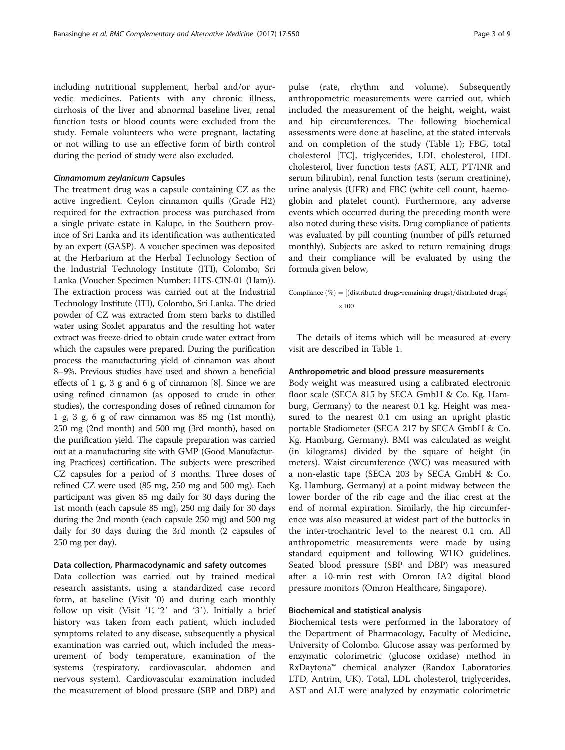including nutritional supplement, herbal and/or ayurvedic medicines. Patients with any chronic illness, cirrhosis of the liver and abnormal baseline liver, renal function tests or blood counts were excluded from the study. Female volunteers who were pregnant, lactating or not willing to use an effective form of birth control during the period of study were also excluded.

#### *Cinnamomum zeylanicum* Capsules

The treatment drug was a capsule containing CZ as the active ingredient. Ceylon cinnamon quills (Grade H2) required for the extraction process was purchased from a single private estate in Kalupe, in the Southern province of Sri Lanka and its identification was authenticated by an expert (GASP). A voucher specimen was deposited at the Herbarium at the Herbal Technology Section of the Industrial Technology Institute (ITI), Colombo, Sri Lanka (Voucher Specimen Number: HTS-CIN-01 (Ham)). The extraction process was carried out at the Industrial Technology Institute (ITI), Colombo, Sri Lanka. The dried powder of CZ was extracted from stem barks to distilled water using Soxlet apparatus and the resulting hot water extract was freeze-dried to obtain crude water extract from which the capsules were prepared. During the purification process the manufacturing yield of cinnamon was about 8–9%. Previous studies have used and shown a beneficial effects of 1 g, 3 g and 6 g of cinnamon [8]. Since we are using refined cinnamon (as opposed to crude in other studies), the corresponding doses of refined cinnamon for 1 g, 3 g, 6 g of raw cinnamon was 85 mg (1st month), 250 mg (2nd month) and 500 mg (3rd month), based on the purification yield. The capsule preparation was carried out at a manufacturing site with GMP (Good Manufacturing Practices) certification. The subjects were prescribed CZ capsules for a period of 3 months. Three doses of refined CZ were used (85 mg, 250 mg and 500 mg). Each participant was given 85 mg daily for 30 days during the 1st month (each capsule 85 mg), 250 mg daily for 30 days during the 2nd month (each capsule 250 mg) and 500 mg daily for 30 days during the 3rd month (2 capsules of 250 mg per day).

### Data collection, Pharmacodynamic and safety outcomes

Data collection was carried out by trained medical research assistants, using a standardized case record form, at baseline (Visit '0) and during each monthly follow up visit (Visit '1', '2′ and '3′). Initially a brief history was taken from each patient, which included symptoms related to any disease, subsequently a physical examination was carried out, which included the measurement of body temperature, examination of the systems (respiratory, cardiovascular, abdomen and nervous system). Cardiovascular examination included the measurement of blood pressure (SBP and DBP) and pulse (rate, rhythm and volume). Subsequently anthropometric measurements were carried out, which included the measurement of the height, weight, waist and hip circumferences. The following biochemical assessments were done at baseline, at the stated intervals and on completion of the study (Table 1); FBG, total cholesterol [TC], triglycerides, LDL cholesterol, HDL cholesterol, liver function tests (AST, ALT, PT/INR and serum bilirubin), renal function tests (serum creatinine), urine analysis (UFR) and FBC (white cell count, haemoglobin and platelet count). Furthermore, any adverse events which occurred during the preceding month were also noted during these visits. Drug compliance of patients was evaluated by pill counting (number of pill's returned monthly). Subjects are asked to return remaining drugs and their compliance will be evaluated by using the formula given below,

$$\text{Compliance } (\%) = [(\text{distributed drugs-remaining drugs})/\text{distributed drugs}] \times 100$$

The details of items which will be measured at every visit are described in Table 1.

### Anthropometric and blood pressure measurements

Body weight was measured using a calibrated electronic floor scale (SECA 815 by SECA GmbH & Co. Kg. Hamburg, Germany) to the nearest 0.1 kg. Height was measured to the nearest 0.1 cm using an upright plastic portable Stadiometer (SECA 217 by SECA GmbH & Co. Kg. Hamburg, Germany). BMI was calculated as weight (in kilograms) divided by the square of height (in meters). Waist circumference (WC) was measured with a non-elastic tape (SECA 203 by SECA GmbH & Co. Kg. Hamburg, Germany) at a point midway between the lower border of the rib cage and the iliac crest at the end of normal expiration. Similarly, the hip circumference was also measured at widest part of the buttocks in the inter-trochantric level to the nearest 0.1 cm. All anthropometric measurements were made by using standard equipment and following WHO guidelines. Seated blood pressure (SBP and DBP) was measured after a 10-min rest with Omron IA2 digital blood pressure monitors (Omron Healthcare, Singapore).

### Biochemical and statistical analysis

Biochemical tests were performed in the laboratory of the Department of Pharmacology, Faculty of Medicine, University of Colombo. Glucose assay was performed by enzymatic colorimetric (glucose oxidase) method in RxDaytona™ chemical analyzer (Randox Laboratories LTD, Antrim, UK). Total, LDL cholesterol, triglycerides, AST and ALT were analyzed by enzymatic colorimetric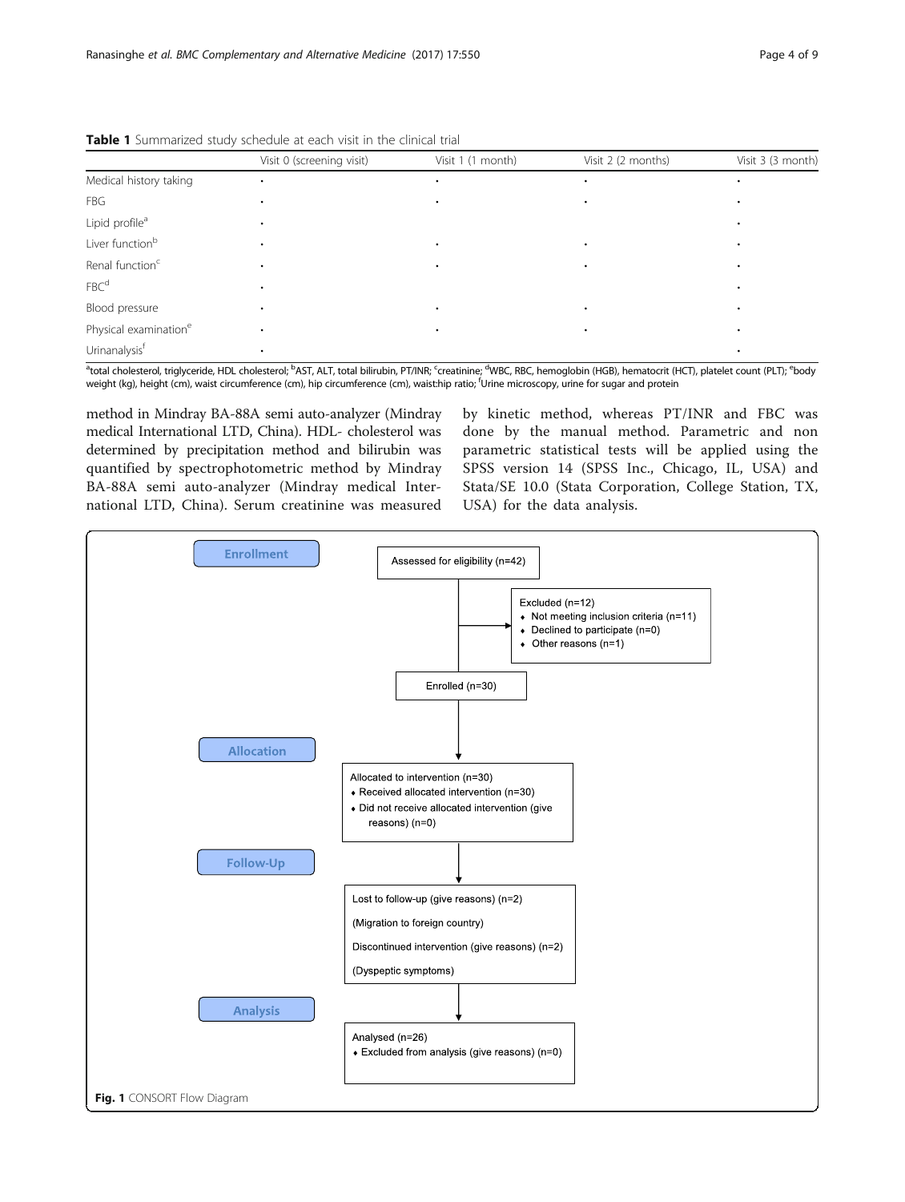**Table 1** Summarized study schedule at each visit in the clinical trial

| | Visit 0 (screening visit) | Visit 1 (1 month) | Visit 2 (2 months) | Visit 3 (3 month) |
|---|---|---|---|---|
| Medical history taking | • | • | • | • |
| FBG | • | • | • | • |
| Lipid profile[a] | • | | | • |
| Liver function[b] | • | • | • | • |
| Renal function[c] | • | • | • | • |
| FBC[d] | • | | | • |
| Blood pressure | • | • | • | • |
| Physical examination[e] | • | • | • | • |
| Urinanalysis[f] | • | | | • |

[a]total cholesterol, triglyceride, HDL cholesterol; [b]AST, ALT, total bilirubin, PT/INR; [c]creatinine; [d]WBC, RBC, hemoglobin (HGB), hematocrit (HCT), platelet count (PLT); [e]body weight (kg), height (cm), waist circumference (cm), hip circumference (cm), waist:hip ratio; [f]Urine microscopy, urine for sugar and protein

method in Mindray BA-88A semi auto-analyzer (Mindray medical International LTD, China). HDL- cholesterol was determined by precipitation method and bilirubin was quantified by spectrophotometric method by Mindray BA-88A semi auto-analyzer (Mindray medical International LTD, China). Serum creatinine was measured by kinetic method, whereas PT/INR and FBC was done by the manual method. Parametric and non parametric statistical tests will be applied using the SPSS version 14 (SPSS Inc., Chicago, IL, USA) and Stata/SE 10.0 (Stata Corporation, College Station, TX, USA) for the data analysis.

**Enrollment**

Assessed for eligibility (n=42)

Excluded (n=12)
- Not meeting inclusion criteria (n=11)
- Declined to participate (n=0)
- Other reasons (n=1)

Enrolled (n=30)

**Allocation**

Allocated to intervention (n=30)
- Received allocated intervention (n=30)
- Did not receive allocated intervention (give reasons) (n=0)

**Follow-Up**

Lost to follow-up (give reasons) (n=2)

(Migration to foreign country)

Discontinued intervention (give reasons) (n=2)

(Dyspeptic symptoms)

**Analysis**

Analysed (n=26)
- Excluded from analysis (give reasons) (n=0)

**Fig. 1** CONSORT Flow Diagram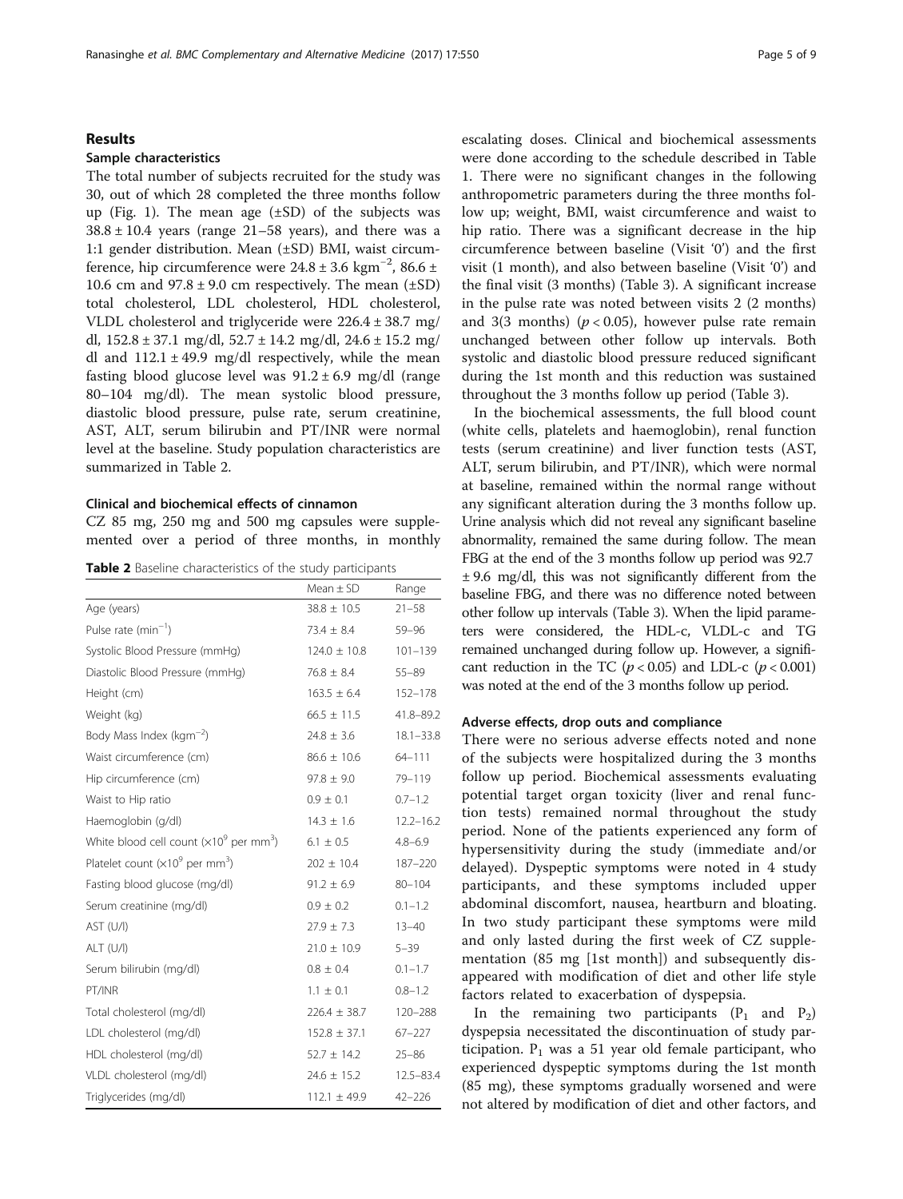## Results

### Sample characteristics

The total number of subjects recruited for the study was 30, out of which 28 completed the three months follow up (Fig. 1). The mean age (±SD) of the subjects was 38.8 ± 10.4 years (range 21–58 years), and there was a 1:1 gender distribution. Mean (±SD) BMI, waist circumference, hip circumference were 24.8 ± 3.6 $kgm^{-2}$, 86.6 ± 10.6 cm and 97.8 ± 9.0 cm respectively. The mean (±SD) total cholesterol, LDL cholesterol, HDL cholesterol, VLDL cholesterol and triglyceride were 226.4 ± 38.7 mg/dl, 152.8 ± 37.1 mg/dl, 52.7 ± 14.2 mg/dl, 24.6 ± 15.2 mg/dl and 112.1 ± 49.9 mg/dl respectively, while the mean fasting blood glucose level was 91.2 ± 6.9 mg/dl (range 80–104 mg/dl). The mean systolic blood pressure, diastolic blood pressure, pulse rate, serum creatinine, AST, ALT, serum bilirubin and PT/INR were normal level at the baseline. Study population characteristics are summarized in Table 2.

### Clinical and biochemical effects of cinnamon

CZ 85 mg, 250 mg and 500 mg capsules were supplemented over a period of three months, in monthly escalating doses. Clinical and biochemical assessments were done according to the schedule described in Table 1. There were no significant changes in the following anthropometric parameters during the three months follow up; weight, BMI, waist circumference and waist to hip ratio. There was a significant decrease in the hip circumference between baseline (Visit '0') and the first visit (1 month), and also between baseline (Visit '0') and the final visit (3 months) (Table 3). A significant increase in the pulse rate was noted between visits 2 (2 months) and 3(3 months) ($p < 0.05$), however pulse rate remain unchanged between other follow up intervals. Both systolic and diastolic blood pressure reduced significant during the 1st month and this reduction was sustained throughout the 3 months follow up period (Table 3).

In the biochemical assessments, the full blood count (white cells, platelets and haemoglobin), renal function tests (serum creatinine) and liver function tests (AST, ALT, serum bilirubin, and PT/INR), which were normal at baseline, remained within the normal range without any significant alteration during the 3 months follow up. Urine analysis which did not reveal any significant baseline abnormality, remained the same during follow. The mean FBG at the end of the 3 months follow up period was 92.7 ± 9.6 mg/dl, this was not significantly different from the baseline FBG, and there was no difference noted between other follow up intervals (Table 3). When the lipid parameters were considered, the HDL-c, VLDL-c and TG remained unchanged during follow up. However, a significant reduction in the TC ($p < 0.05$) and LDL-c ($p < 0.001$) was noted at the end of the 3 months follow up period.

**Table 2** Baseline characteristics of the study participants

| | Mean ± SD | Range |
|---|---|---|
| Age (years) | 38.8 ± 10.5 | 21–58 |
| Pulse rate ($min^{-1}$) | 73.4 ± 8.4 | 59–96 |
| Systolic Blood Pressure (mmHg) | 124.0 ± 10.8 | 101–139 |
| Diastolic Blood Pressure (mmHg) | 76.8 ± 8.4 | 55–89 |
| Height (cm) | 163.5 ± 6.4 | 152–178 |
| Weight (kg) | 66.5 ± 11.5 | 41.8–89.2 |
| Body Mass Index ($kgm^{-2}$) | 24.8 ± 3.6 | 18.1–33.8 |
| Waist circumference (cm) | 86.6 ± 10.6 | 64–111 |
| Hip circumference (cm) | 97.8 ± 9.0 | 79–119 |
| Waist to Hip ratio | 0.9 ± 0.1 | 0.7–1.2 |
| Haemoglobin (g/dl) | 14.3 ± 1.6 | 12.2–16.2 |
| White blood cell count ($\times 10^9$ per $mm^3$) | 6.1 ± 0.5 | 4.8–6.9 |
| Platelet count ($\times 10^9$ per $mm^3$) | 202 ± 10.4 | 187–220 |
| Fasting blood glucose (mg/dl) | 91.2 ± 6.9 | 80–104 |
| Serum creatinine (mg/dl) | 0.9 ± 0.2 | 0.1–1.2 |
| AST (U/l) | 27.9 ± 7.3 | 13–40 |
| ALT (U/l) | 21.0 ± 10.9 | 5–39 |
| Serum bilirubin (mg/dl) | 0.8 ± 0.4 | 0.1–1.7 |
| PT/INR | 1.1 ± 0.1 | 0.8–1.2 |
| Total cholesterol (mg/dl) | 226.4 ± 38.7 | 120–288 |
| LDL cholesterol (mg/dl) | 152.8 ± 37.1 | 67–227 |
| HDL cholesterol (mg/dl) | 52.7 ± 14.2 | 25–86 |
| VLDL cholesterol (mg/dl) | 24.6 ± 15.2 | 12.5–83.4 |
| Triglycerides (mg/dl) | 112.1 ± 49.9 | 42–226 |

### Adverse effects, drop outs and compliance

There were no serious adverse effects noted and none of the subjects were hospitalized during the 3 months follow up period. Biochemical assessments evaluating potential target organ toxicity (liver and renal function tests) remained normal throughout the study period. None of the patients experienced any form of hypersensitivity during the study (immediate and/or delayed). Dyspeptic symptoms were noted in 4 study participants, and these symptoms included upper abdominal discomfort, nausea, heartburn and bloating. In two study participant these symptoms were mild and only lasted during the first week of CZ supplementation (85 mg [1st month]) and subsequently disappeared with modification of diet and other life style factors related to exacerbation of dyspepsia.

In the remaining two participants ($P_1$ and $P_2$) dyspepsia necessitated the discontinuation of study participation. $P_1$ was a 51 year old female participant, who experienced dyspeptic symptoms during the 1st month (85 mg), these symptoms gradually worsened and were not altered by modification of diet and other factors, and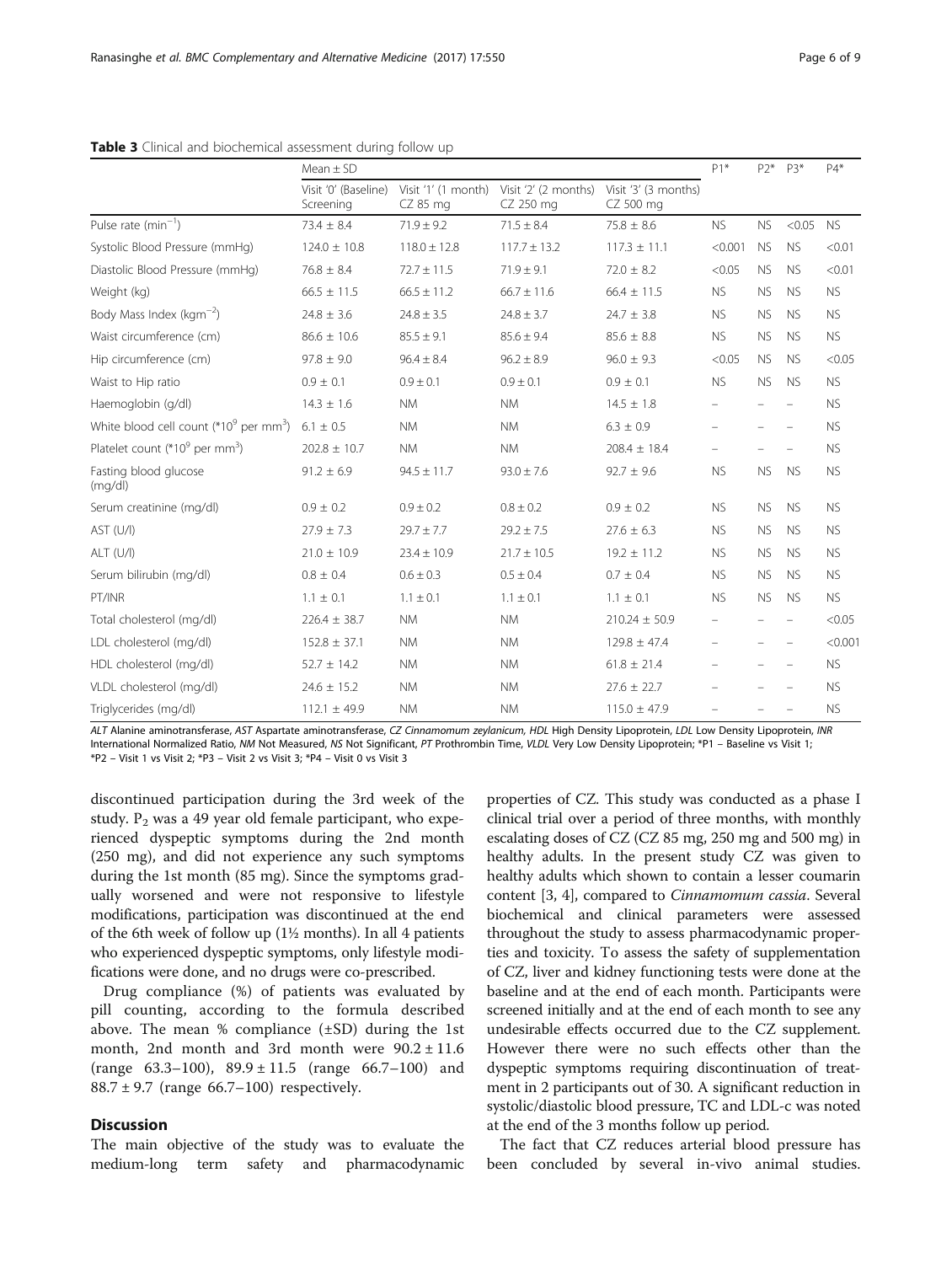**Table 3** Clinical and biochemical assessment during follow up

| | Mean ± SD | | | | P1* | P2* | P3* | P4* |
|---|---|---|---|---|---|---|---|---|
| | Visit '0' (Baseline) Screening | Visit '1' (1 month) CZ 85 mg | Visit '2' (2 months) CZ 250 mg | Visit '3' (3 months) CZ 500 mg | | | | |
| Pulse rate ($min^{-1}$) | 73.4 ± 8.4 | 71.9 ± 9.2 | 71.5 ± 8.4 | 75.8 ± 8.6 | NS | NS | <0.05 | NS |
| Systolic Blood Pressure (mmHg) | 124.0 ± 10.8 | 118.0 ± 12.8 | 117.7 ± 13.2 | 117.3 ± 11.1 | <0.001 | NS | NS | <0.01 |
| Diastolic Blood Pressure (mmHg) | 76.8 ± 8.4 | 72.7 ± 11.5 | 71.9 ± 9.1 | 72.0 ± 8.2 | <0.05 | NS | NS | <0.01 |
| Weight (kg) | 66.5 ± 11.5 | 66.5 ± 11.2 | 66.7 ± 11.6 | 66.4 ± 11.5 | NS | NS | NS | NS |
| Body Mass Index ($kgm^{-2}$) | 24.8 ± 3.6 | 24.8 ± 3.5 | 24.8 ± 3.7 | 24.7 ± 3.8 | NS | NS | NS | NS |
| Waist circumference (cm) | 86.6 ± 10.6 | 85.5 ± 9.1 | 85.6 ± 9.4 | 85.6 ± 8.8 | NS | NS | NS | NS |
| Hip circumference (cm) | 97.8 ± 9.0 | 96.4 ± 8.4 | 96.2 ± 8.9 | 96.0 ± 9.3 | <0.05 | NS | NS | <0.05 |
| Waist to Hip ratio | 0.9 ± 0.1 | 0.9 ± 0.1 | 0.9 ± 0.1 | 0.9 ± 0.1 | NS | NS | NS | NS |
| Haemoglobin (g/dl) | 14.3 ± 1.6 | NM | NM | 14.5 ± 1.8 | – | – | – | NS |
| White blood cell count (*$10^9$ per $mm^3$) | 6.1 ± 0.5 | NM | NM | 6.3 ± 0.9 | – | – | – | NS |
| Platelet count (*$10^9$ per $mm^3$) | 202.8 ± 10.7 | NM | NM | 208.4 ± 18.4 | – | – | – | NS |
| Fasting blood glucose (mg/dl) | 91.2 ± 6.9 | 94.5 ± 11.7 | 93.0 ± 7.6 | 92.7 ± 9.6 | NS | NS | NS | NS |
| Serum creatinine (mg/dl) | 0.9 ± 0.2 | 0.9 ± 0.2 | 0.8 ± 0.2 | 0.9 ± 0.2 | NS | NS | NS | NS |
| AST (U/l) | 27.9 ± 7.3 | 29.7 ± 7.7 | 29.2 ± 7.5 | 27.6 ± 6.3 | NS | NS | NS | NS |
| ALT (U/l) | 21.0 ± 10.9 | 23.4 ± 10.9 | 21.7 ± 10.5 | 19.2 ± 11.2 | NS | NS | NS | NS |
| Serum bilirubin (mg/dl) | 0.8 ± 0.4 | 0.6 ± 0.3 | 0.5 ± 0.4 | 0.7 ± 0.4 | NS | NS | NS | NS |
| PT/INR | 1.1 ± 0.1 | 1.1 ± 0.1 | 1.1 ± 0.1 | 1.1 ± 0.1 | NS | NS | NS | NS |
| Total cholesterol (mg/dl) | 226.4 ± 38.7 | NM | NM | 210.24 ± 50.9 | – | – | – | <0.05 |
| LDL cholesterol (mg/dl) | 152.8 ± 37.1 | NM | NM | 129.8 ± 47.4 | – | – | – | <0.001 |
| HDL cholesterol (mg/dl) | 52.7 ± 14.2 | NM | NM | 61.8 ± 21.4 | – | – | – | NS |
| VLDL cholesterol (mg/dl) | 24.6 ± 15.2 | NM | NM | 27.6 ± 22.7 | – | – | – | NS |
| Triglycerides (mg/dl) | 112.1 ± 49.9 | NM | NM | 115.0 ± 47.9 | – | – | – | NS |

*ALT* Alanine aminotransferase, *AST* Aspartate aminotransferase, *CZ Cinnamomum zeylanicum*, *HDL* High Density Lipoprotein, *LDL* Low Density Lipoprotein, *INR* International Normalized Ratio, *NM* Not Measured, *NS* Not Significant, *PT* Prothrombin Time, *VLDL* Very Low Density Lipoprotein; *P1 – Baseline vs Visit 1; *P2 – Visit 1 vs Visit 2; *P3 – Visit 2 vs Visit 3; *P4 – Visit 0 vs Visit 3

discontinued participation during the 3rd week of the study. $P_2$ was a 49 year old female participant, who experienced dyspeptic symptoms during the 2nd month (250 mg), and did not experience any such symptoms during the 1st month (85 mg). Since the symptoms gradually worsened and were not responsive to lifestyle modifications, participation was discontinued at the end of the 6th week of follow up (1½ months). In all 4 patients who experienced dyspeptic symptoms, only lifestyle modifications were done, and no drugs were co-prescribed.

Drug compliance (%) of patients was evaluated by pill counting, according to the formula described above. The mean % compliance (±SD) during the 1st month, 2nd month and 3rd month were 90.2 ± 11.6 (range 63.3–100), 89.9 ± 11.5 (range 66.7–100) and 88.7 ± 9.7 (range 66.7–100) respectively.

## Discussion

The main objective of the study was to evaluate the medium-long term safety and pharmacodynamic properties of CZ. This study was conducted as a phase I clinical trial over a period of three months, with monthly escalating doses of CZ (CZ 85 mg, 250 mg and 500 mg) in healthy adults. In the present study CZ was given to healthy adults which shown to contain a lesser coumarin content [3, 4], compared to *Cinnamomum cassia*. Several biochemical and clinical parameters were assessed throughout the study to assess pharmacodynamic properties and toxicity. To assess the safety of supplementation of CZ, liver and kidney functioning tests were done at the baseline and at the end of each month. Participants were screened initially and at the end of each month to see any undesirable effects occurred due to the CZ supplement. However there were no such effects other than the dyspeptic symptoms requiring discontinuation of treatment in 2 participants out of 30. A significant reduction in systolic/diastolic blood pressure, TC and LDL-c was noted at the end of the 3 months follow up period.

The fact that CZ reduces arterial blood pressure has been concluded by several in-vivo animal studies.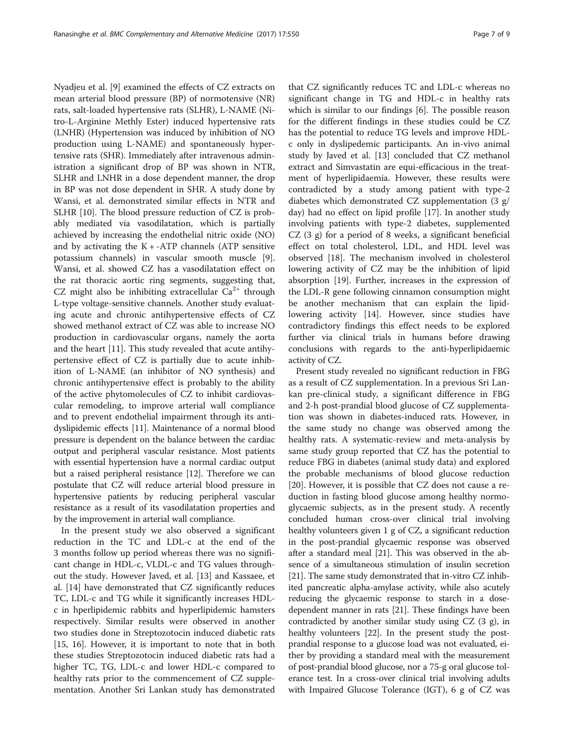Nyadjeu et al. [9] examined the effects of CZ extracts on mean arterial blood pressure (BP) of normotensive (NR) rats, salt-loaded hypertensive rats (SLHR), L-NAME (Nitro-L-Arginine Methly Ester) induced hypertensive rats (LNHR) (Hypertension was induced by inhibition of NO production using L-NAME) and spontaneously hypertensive rats (SHR). Immediately after intravenous administration a significant drop of BP was shown in NTR, SLHR and LNHR in a dose dependent manner, the drop in BP was not dose dependent in SHR. A study done by Wansi, et al. demonstrated similar effects in NTR and SLHR [10]. The blood pressure reduction of CZ is probably mediated via vasodilatation, which is partially achieved by increasing the endothelial nitric oxide (NO) and by activating the K + -ATP channels (ATP sensitive potassium channels) in vascular smooth muscle [9]. Wansi, et al. showed CZ has a vasodilatation effect on the rat thoracic aortic ring segments, suggesting that, CZ might also be inhibiting extracellular $Ca^{2+}$ through L-type voltage-sensitive channels. Another study evaluating acute and chronic antihypertensive effects of CZ showed methanol extract of CZ was able to increase NO production in cardiovascular organs, namely the aorta and the heart [11]. This study revealed that acute antihypertensive effect of CZ is partially due to acute inhibition of L-NAME (an inhibitor of NO synthesis) and chronic antihypertensive effect is probably to the ability of the active phytomolecules of CZ to inhibit cardiovascular remodeling, to improve arterial wall compliance and to prevent endothelial impairment through its antidyslipidemic effects [11]. Maintenance of a normal blood pressure is dependent on the balance between the cardiac output and peripheral vascular resistance. Most patients with essential hypertension have a normal cardiac output but a raised peripheral resistance [12]. Therefore we can postulate that CZ will reduce arterial blood pressure in hypertensive patients by reducing peripheral vascular resistance as a result of its vasodilatation properties and by the improvement in arterial wall compliance.

In the present study we also observed a significant reduction in the TC and LDL-c at the end of the 3 months follow up period whereas there was no significant change in HDL-c, VLDL-c and TG values throughout the study. However Javed, et al. [13] and Kassaee, et al. [14] have demonstrated that CZ significantly reduces TC, LDL-c and TG while it significantly increases HDL-c in hperlipidemic rabbits and hyperlipidemic hamsters respectively. Similar results were observed in another two studies done in Streptozotocin induced diabetic rats [15, 16]. However, it is important to note that in both these studies Streptozotocin induced diabetic rats had a higher TC, TG, LDL-c and lower HDL-c compared to healthy rats prior to the commencement of CZ supplementation. Another Sri Lankan study has demonstrated that CZ significantly reduces TC and LDL-c whereas no significant change in TG and HDL-c in healthy rats which is similar to our findings [6]. The possible reason for the different findings in these studies could be CZ has the potential to reduce TG levels and improve HDL-c only in dyslipedemic participants. An in-vivo animal study by Javed et al. [13] concluded that CZ methanol extract and Simvastatin are equi-efficacious in the treatment of hyperlipidaemia. However, these results were contradicted by a study among patient with type-2 diabetes which demonstrated CZ supplementation (3 g/day) had no effect on lipid profile [17]. In another study involving patients with type-2 diabetes, supplemented CZ (3 g) for a period of 8 weeks, a significant beneficial effect on total cholesterol, LDL, and HDL level was observed [18]. The mechanism involved in cholesterol lowering activity of CZ may be the inhibition of lipid absorption [19]. Further, increases in the expression of the LDL-R gene following cinnamon consumption might be another mechanism that can explain the lipid-lowering activity [14]. However, since studies have contradictory findings this effect needs to be explored further via clinical trials in humans before drawing conclusions with regards to the anti-hyperlipidaemic activity of CZ.

Present study revealed no significant reduction in FBG as a result of CZ supplementation. In a previous Sri Lankan pre-clinical study, a significant difference in FBG and 2-h post-prandial blood glucose of CZ supplementation was shown in diabetes-induced rats. However, in the same study no change was observed among the healthy rats. A systematic-review and meta-analysis by same study group reported that CZ has the potential to reduce FBG in diabetes (animal study data) and explored the probable mechanisms of blood glucose reduction [20]. However, it is possible that CZ does not cause a reduction in fasting blood glucose among healthy normoglycaemic subjects, as in the present study. A recently concluded human cross-over clinical trial involving healthy volunteers given 1 g of CZ, a significant reduction in the post-prandial glycaemic response was observed after a standard meal [21]. This was observed in the absence of a simultaneous stimulation of insulin secretion [21]. The same study demonstrated that in-vitro CZ inhibited pancreatic alpha-amylase activity, while also acutely reducing the glycaemic response to starch in a dose-dependent manner in rats [21]. These findings have been contradicted by another similar study using CZ (3 g), in healthy volunteers [22]. In the present study the post-prandial response to a glucose load was not evaluated, either by providing a standard meal with the measurement of post-prandial blood glucose, nor a 75-g oral glucose tolerance test. In a cross-over clinical trial involving adults with Impaired Glucose Tolerance (IGT), 6 g of CZ was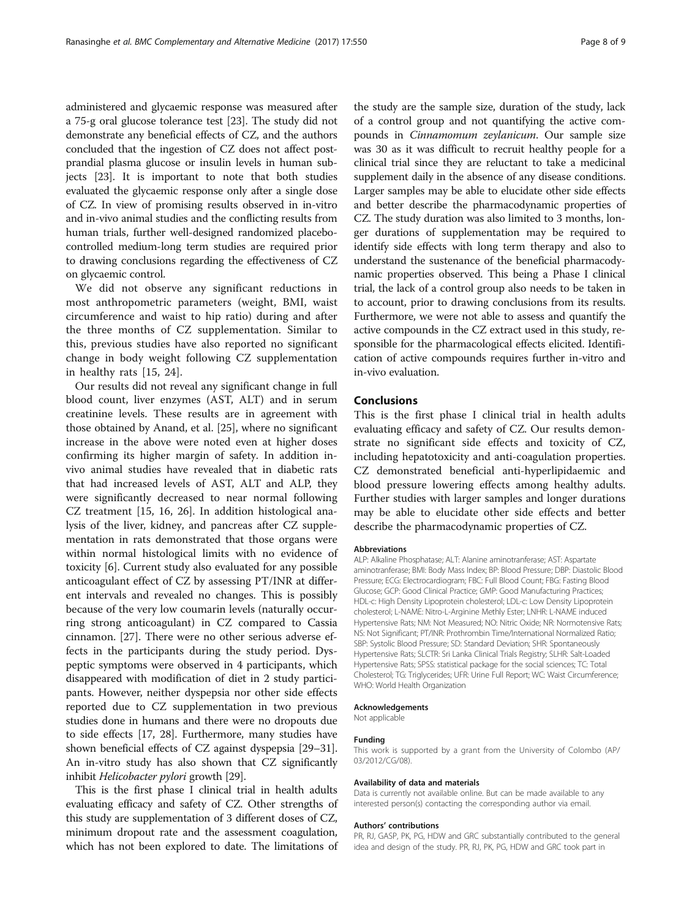administered and glycaemic response was measured after a 75-g oral glucose tolerance test [23]. The study did not demonstrate any beneficial effects of CZ, and the authors concluded that the ingestion of CZ does not affect postprandial plasma glucose or insulin levels in human subjects [23]. It is important to note that both studies evaluated the glycaemic response only after a single dose of CZ. In view of promising results observed in in-vitro and in-vivo animal studies and the conflicting results from human trials, further well-designed randomized placebo-controlled medium-long term studies are required prior to drawing conclusions regarding the effectiveness of CZ on glycaemic control.

We did not observe any significant reductions in most anthropometric parameters (weight, BMI, waist circumference and waist to hip ratio) during and after the three months of CZ supplementation. Similar to this, previous studies have also reported no significant change in body weight following CZ supplementation in healthy rats [15, 24].

Our results did not reveal any significant change in full blood count, liver enzymes (AST, ALT) and in serum creatinine levels. These results are in agreement with those obtained by Anand, et al. [25], where no significant increase in the above were noted even at higher doses confirming its higher margin of safety. In addition in-vivo animal studies have revealed that in diabetic rats that had increased levels of AST, ALT and ALP, they were significantly decreased to near normal following CZ treatment [15, 16, 26]. In addition histological analysis of the liver, kidney, and pancreas after CZ supplementation in rats demonstrated that those organs were within normal histological limits with no evidence of toxicity [6]. Current study also evaluated for any possible anticoagulant effect of CZ by assessing PT/INR at different intervals and revealed no changes. This is possibly because of the very low coumarin levels (naturally occurring strong anticoagulant) in CZ compared to Cassia cinnamon. [27]. There were no other serious adverse effects in the participants during the study period. Dyspeptic symptoms were observed in 4 participants, which disappeared with modification of diet in 2 study participants. However, neither dyspepsia nor other side effects reported due to CZ supplementation in two previous studies done in humans and there were no dropouts due to side effects [17, 28]. Furthermore, many studies have shown beneficial effects of CZ against dyspepsia [29–31]. An in-vitro study has also shown that CZ significantly inhibit *Helicobacter pylori* growth [29].

This is the first phase I clinical trial in health adults evaluating efficacy and safety of CZ. Other strengths of this study are supplementation of 3 different doses of CZ, minimum dropout rate and the assessment coagulation, which has not been explored to date. The limitations of the study are the sample size, duration of the study, lack of a control group and not quantifying the active compounds in *Cinnamomum zeylanicum*. Our sample size was 30 as it was difficult to recruit healthy people for a clinical trial since they are reluctant to take a medicinal supplement daily in the absence of any disease conditions. Larger samples may be able to elucidate other side effects and better describe the pharmacodynamic properties of CZ. The study duration was also limited to 3 months, longer durations of supplementation may be required to identify side effects with long term therapy and also to understand the sustenance of the beneficial pharmacodynamic properties observed. This being a Phase I clinical trial, the lack of a control group also needs to be taken in to account, prior to drawing conclusions from its results. Furthermore, we were not able to assess and quantify the active compounds in the CZ extract used in this study, responsible for the pharmacological effects elicited. Identification of active compounds requires further in-vitro and in-vivo evaluation.

## Conclusions

This is the first phase I clinical trial in health adults evaluating efficacy and safety of CZ. Our results demonstrate no significant side effects and toxicity of CZ, including hepatotoxicity and anti-coagulation properties. CZ demonstrated beneficial anti-hyperlipidaemic and blood pressure lowering effects among healthy adults. Further studies with larger samples and longer durations may be able to elucidate other side effects and better describe the pharmacodynamic properties of CZ.

#### Abbreviations

ALP: Alkaline Phosphatase; ALT: Alanine aminotranferase; AST: Aspartate aminotranferase; BMI: Body Mass Index; BP: Blood Pressure; DBP: Diastolic Blood Pressure; ECG: Electrocardiogram; FBC: Full Blood Count; FBG: Fasting Blood Glucose; GCP: Good Clinical Practice; GMP: Good Manufacturing Practices; HDL-c: High Density Lipoprotein cholesterol; LDL-c: Low Density Lipoprotein cholesterol; L-NAME: Nitro-L-Arginine Methly Ester; LNHR: L-NAME induced Hypertensive Rats; NM: Not Measured; NO: Nitric Oxide; NR: Normotensive Rats; NS: Not Significant; PT/INR: Prothrombin Time/International Normalized Ratio; SBP: Systolic Blood Pressure; SD: Standard Deviation; SHR: Spontaneously Hypertensive Rats; SLCTR: Sri Lanka Clinical Trials Registry; SLHR: Salt-Loaded Hypertensive Rats; SPSS: statistical package for the social sciences; TC: Total Cholesterol; TG: Triglycerides; UFR: Urine Full Report; WC: Waist Circumference; WHO: World Health Organization

#### Acknowledgements

Not applicable

#### Funding

This work is supported by a grant from the University of Colombo (AP/03/2012/CG/08).

#### Availability of data and materials

Data is currently not available online. But can be made available to any interested person(s) contacting the corresponding author via email.

#### Authors' contributions

PR, RJ, GASP, PK, PG, HDW and GRC substantially contributed to the general idea and design of the study. PR, RJ, PK, PG, HDW and GRC took part in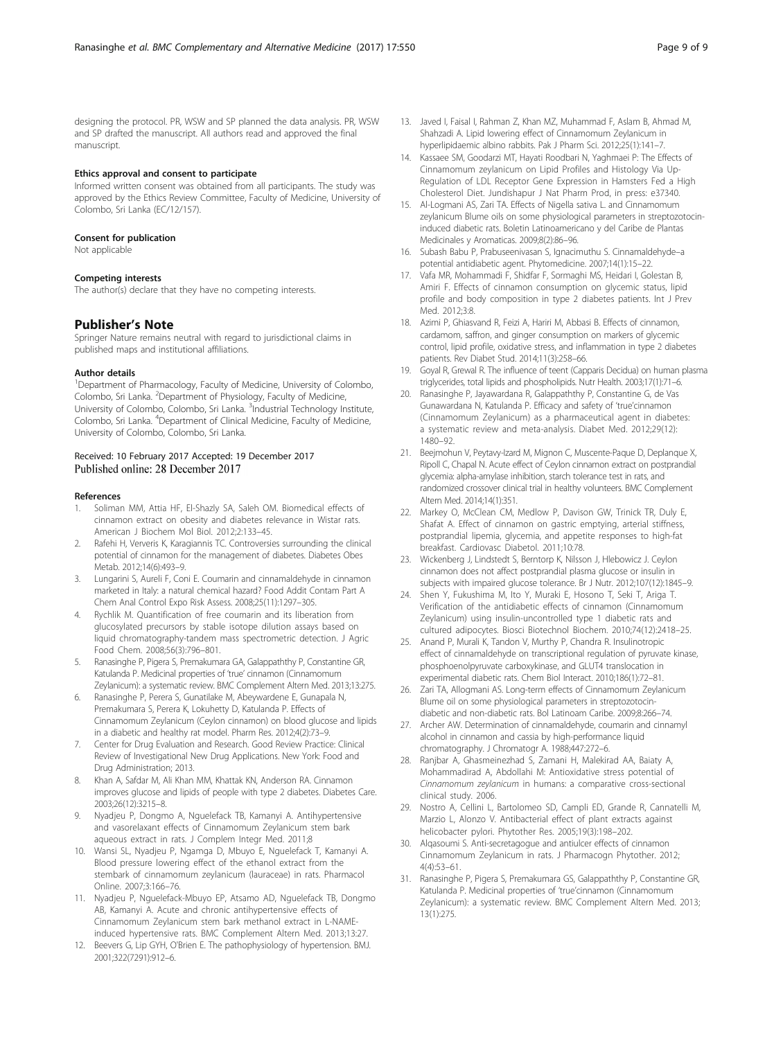designing the protocol. PR, WSW and SP planned the data analysis. PR, WSW and SP drafted the manuscript. All authors read and approved the final manuscript.

#### Ethics approval and consent to participate

Informed written consent was obtained from all participants. The study was approved by the Ethics Review Committee, Faculty of Medicine, University of Colombo, Sri Lanka (EC/12/157).

#### Consent for publication

Not applicable

#### Competing interests

The author(s) declare that they have no competing interests.

## Publisher's Note

Springer Nature remains neutral with regard to jurisdictional claims in published maps and institutional affiliations.

#### Author details

[1]Department of Pharmacology, Faculty of Medicine, University of Colombo, Colombo, Sri Lanka. [2]Department of Physiology, Faculty of Medicine, University of Colombo, Colombo, Sri Lanka. [3]Industrial Technology Institute, Colombo, Sri Lanka. [4]Department of Clinical Medicine, Faculty of Medicine, University of Colombo, Colombo, Sri Lanka.

Received: 10 February 2017 Accepted: 19 December 2017
Published online: 28 December 2017

#### References

1. Soliman MM, Attia HF, El-Shazly SA, Saleh OM. Biomedical effects of cinnamon extract on obesity and diabetes relevance in Wistar rats. American J Biochem Mol Biol. 2012;2:133–45.
2. Rafehi H, Ververis K, Karagiannis TC. Controversies surrounding the clinical potential of cinnamon for the management of diabetes. Diabetes Obes Metab. 2012;14(6):493–9.
3. Lungarini S, Aureli F, Coni E. Coumarin and cinnamaldehyde in cinnamon marketed in Italy: a natural chemical hazard? Food Addit Contam Part A Chem Anal Control Expo Risk Assess. 2008;25(11):1297–305.
4. Rychlik M. Quantification of free coumarin and its liberation from glucosylated precursors by stable isotope dilution assays based on liquid chromatography-tandem mass spectrometric detection. J Agric Food Chem. 2008;56(3):796–801.
5. Ranasinghe P, Pigera S, Premakumara GA, Galappaththy P, Constantine GR, Katulanda P. Medicinal properties of 'true' cinnamon (Cinnamomum Zeylanicum): a systematic review. BMC Complement Altern Med. 2013;13:275.
6. Ranasinghe P, Perera S, Gunatilake M, Abeywardene E, Gunapala N, Premakumara S, Perera K, Lokuhetty D, Katulanda P. Effects of Cinnamomum Zeylanicum (Ceylon cinnamon) on blood glucose and lipids in a diabetic and healthy rat model. Pharm Res. 2012;4(2):73–9.
7. Center for Drug Evaluation and Research. Good Review Practice: Clinical Review of Investigational New Drug Applications. New York: Food and Drug Administration; 2013.
8. Khan A, Safdar M, Ali Khan MM, Khattak KN, Anderson RA. Cinnamon improves glucose and lipids of people with type 2 diabetes. Diabetes Care. 2003;26(12):3215–8.
9. Nyadjeu P, Dongmo A, Nguelefack TB, Kamanyi A. Antihypertensive and vasorelaxant effects of Cinnamomum Zeylanicum stem bark aqueous extract in rats. J Complem Integr Med. 2011;8
10. Wansi SL, Nyadjeu P, Ngamga D, Mbuyo E, Nguelefack T, Kamanyi A. Blood pressure lowering effect of the ethanol extract from the stembark of cinnamomum zeylanicum (lauraceae) in rats. Pharmacol Online. 2007;3:166–76.
11. Nyadjeu P, Nguelefack-Mbuyo EP, Atsamo AD, Nguelefack TB, Dongmo AB, Kamanyi A. Acute and chronic antihypertensive effects of Cinnamomum Zeylanicum stem bark methanol extract in L-NAME-induced hypertensive rats. BMC Complement Altern Med. 2013;13:27.
12. Beevers G, Lip GYH, O'Brien E. The pathophysiology of hypertension. BMJ. 2001;322(7291):912–6.
13. Javed I, Faisal I, Rahman Z, Khan MZ, Muhammad F, Aslam B, Ahmad M, Shahzadi A. Lipid lowering effect of Cinnamomum Zeylanicum in hyperlipidaemic albino rabbits. Pak J Pharm Sci. 2012;25(1):141–7.
14. Kassaee SM, Goodarzi MT, Hayati Roodbari N, Yaghmaei P: The Effects of Cinnamomum zeylanicum on Lipid Profiles and Histology Via Up-Regulation of LDL Receptor Gene Expression in Hamsters Fed a High Cholesterol Diet. Jundishapur J Nat Pharm Prod, in press: e37340.
15. Al-Logmani AS, Zari TA. Effects of Nigella sativa L. and Cinnamomum zeylanicum Blume oils on some physiological parameters in streptozotocin-induced diabetic rats. Boletin Latinoamericano y del Caribe de Plantas Medicinales y Aromaticas. 2009;8(2):86–96.
16. Subash Babu P, Prabuseenivasan S, Ignacimuthu S. Cinnamaldehyde–a potential antidiabetic agent. Phytomedicine. 2007;14(1):15–22.
17. Vafa MR, Mohammadi F, Shidfar F, Sormaghi MS, Heidari I, Golestan B, Amiri F. Effects of cinnamon consumption on glycemic status, lipid profile and body composition in type 2 diabetes patients. Int J Prev Med. 2012;3:8.
18. Azimi P, Ghiasvand R, Feizi A, Hariri M, Abbasi B. Effects of cinnamon, cardamom, saffron, and ginger consumption on markers of glycemic control, lipid profile, oxidative stress, and inflammation in type 2 diabetes patients. Rev Diabet Stud. 2014;11(3):258–66.
19. Goyal R, Grewal R. The influence of teent (Capparis Decidua) on human plasma triglycerides, total lipids and phospholipids. Nutr Health. 2003;17(1):71–6.
20. Ranasinghe P, Jayawardana R, Galappaththy P, Constantine G, de Vas Gunawardana N, Katulanda P. Efficacy and safety of 'true'cinnamon (Cinnamomum Zeylanicum) as a pharmaceutical agent in diabetes: a systematic review and meta-analysis. Diabet Med. 2012;29(12): 1480–92.
21. Beejmohun V, Peytavy-Izard M, Mignon C, Muscente-Paque D, Deplanque X, Ripoll C, Chapal N. Acute effect of Ceylon cinnamon extract on postprandial glycemia: alpha-amylase inhibition, starch tolerance test in rats, and randomized crossover clinical trial in healthy volunteers. BMC Complement Altern Med. 2014;14(1):351.
22. Markey O, McClean CM, Medlow P, Davison GW, Trinick TR, Duly E, Shafat A. Effect of cinnamon on gastric emptying, arterial stiffness, postprandial lipemia, glycemia, and appetite responses to high-fat breakfast. Cardiovasc Diabetol. 2011;10:78.
23. Wickenberg J, Lindstedt S, Berntorp K, Nilsson J, Hlebowicz J. Ceylon cinnamon does not affect postprandial plasma glucose or insulin in subjects with impaired glucose tolerance. Br J Nutr. 2012;107(12):1845–9.
24. Shen Y, Fukushima M, Ito Y, Muraki E, Hosono T, Seki T, Ariga T. Verification of the antidiabetic effects of cinnamon (Cinnamomum Zeylanicum) using insulin-uncontrolled type 1 diabetic rats and cultured adipocytes. Biosci Biotechnol Biochem. 2010;74(12):2418–25.
25. Anand P, Murali K, Tandon V, Murthy P, Chandra R. Insulinotropic effect of cinnamaldehyde on transcriptional regulation of pyruvate kinase, phosphoenolpyruvate carboxykinase, and GLUT4 translocation in experimental diabetic rats. Chem Biol Interact. 2010;186(1):72–81.
26. Zari TA, Allogmani AS. Long-term effects of Cinnamomum Zeylanicum Blume oil on some physiological parameters in streptozotocin-diabetic and non-diabetic rats. Bol Latinoam Caribe. 2009;8:266–74.
27. Archer AW. Determination of cinnamaldehyde, coumarin and cinnamyl alcohol in cinnamon and cassia by high-performance liquid chromatography. J Chromatogr A. 1988;447:272–6.
28. Ranjbar A, Ghasmeinezhad S, Zamani H, Malekirad AA, Baiaty A, Mohammadirad A, Abdollahi M: Antioxidative stress potential of *Cinnamomum zeylanicum* in humans: a comparative cross-sectional clinical study. 2006.
29. Nostro A, Cellini L, Bartolomeo SD, Campli ED, Grande R, Cannatelli M, Marzio L, Alonzo V. Antibacterial effect of plant extracts against helicobacter pylori. Phytother Res. 2005;19(3):198–202.
30. Alqasoumi S. Anti-secretagogue and antiulcer effects of cinnamon Cinnamomum Zeylanicum in rats. J Pharmacogn Phytother. 2012; 4(4):53–61.
31. Ranasinghe P, Pigera S, Premakumara GS, Galappaththy P, Constantine GR, Katulanda P. Medicinal properties of 'true'cinnamon (Cinnamomum Zeylanicum): a systematic review. BMC Complement Altern Med. 2013; 13(1):275.